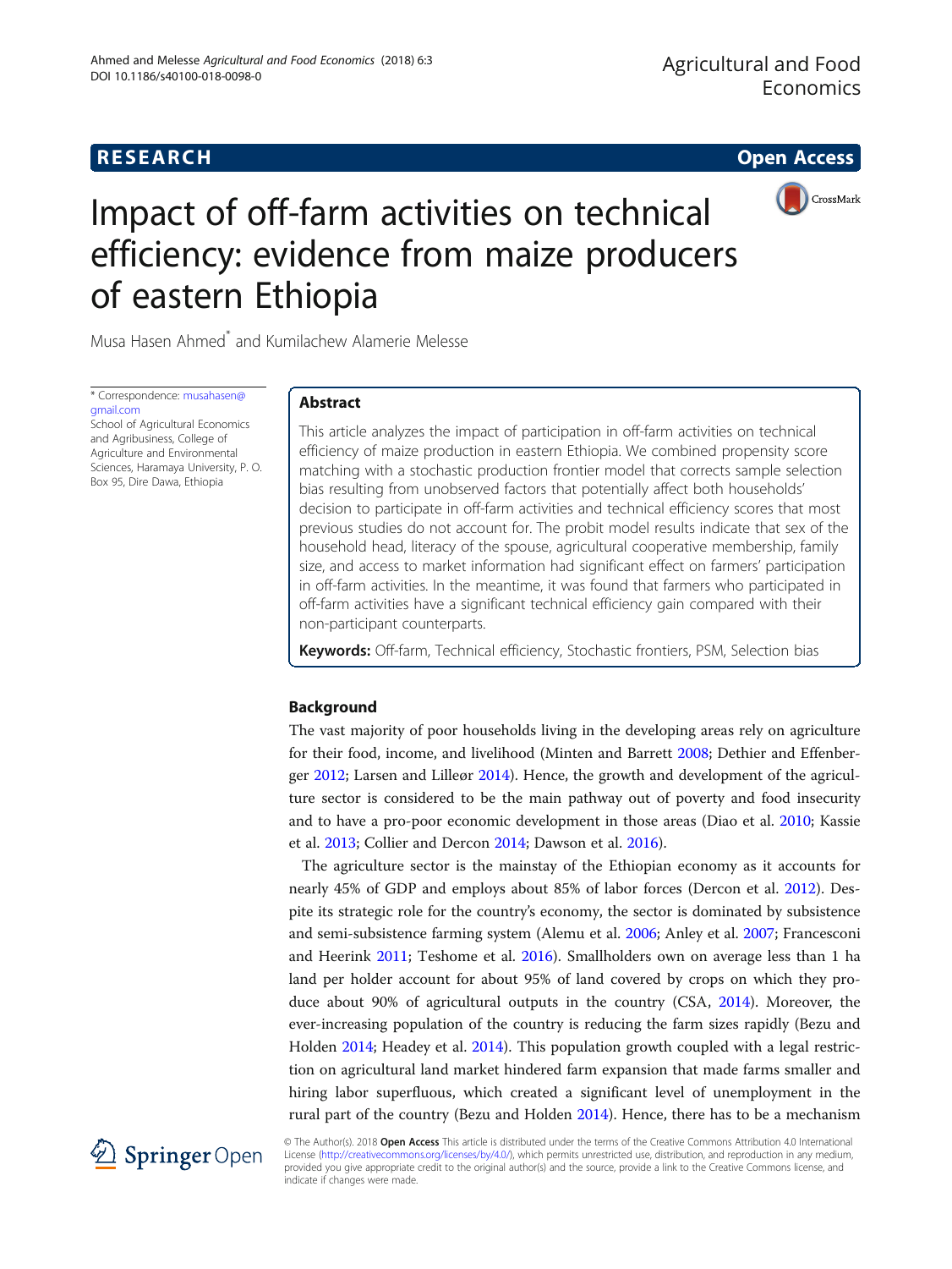RESEARCH

Open Access

# Impact of off-farm activities on technical efficiency: evidence from maize producers of eastern Ethiopia

Musa Hasen Ahmed* and Kumilachew Alamerie Melesse

\* Correspondence: musahasen@gmail.com
School of Agricultural Economics and Agribusiness, College of Agriculture and Environmental Sciences, Haramaya University, P. O. Box 95, Dire Dawa, Ethiopia

## Abstract

This article analyzes the impact of participation in off-farm activities on technical efficiency of maize production in eastern Ethiopia. We combined propensity score matching with a stochastic production frontier model that corrects sample selection bias resulting from unobserved factors that potentially affect both households' decision to participate in off-farm activities and technical efficiency scores that most previous studies do not account for. The probit model results indicate that sex of the household head, literacy of the spouse, agricultural cooperative membership, family size, and access to market information had significant effect on farmers' participation in off-farm activities. In the meantime, it was found that farmers who participated in off-farm activities have a significant technical efficiency gain compared with their non-participant counterparts.

**Keywords:** Off-farm, Technical efficiency, Stochastic frontiers, PSM, Selection bias

## Background

The vast majority of poor households living in the developing areas rely on agriculture for their food, income, and livelihood (Minten and Barrett 2008; Dethier and Effenberger 2012; Larsen and Lilleør 2014). Hence, the growth and development of the agriculture sector is considered to be the main pathway out of poverty and food insecurity and to have a pro-poor economic development in those areas (Diao et al. 2010; Kassie et al. 2013; Collier and Dercon 2014; Dawson et al. 2016).

The agriculture sector is the mainstay of the Ethiopian economy as it accounts for nearly 45% of GDP and employs about 85% of labor forces (Dercon et al. 2012). Despite its strategic role for the country's economy, the sector is dominated by subsistence and semi-subsistence farming system (Alemu et al. 2006; Anley et al. 2007; Francesconi and Heerink 2011; Teshome et al. 2016). Smallholders own on average less than 1 ha land per holder account for about 95% of land covered by crops on which they produce about 90% of agricultural outputs in the country (CSA, 2014). Moreover, the ever-increasing population of the country is reducing the farm sizes rapidly (Bezu and Holden 2014; Headey et al. 2014). This population growth coupled with a legal restriction on agricultural land market hindered farm expansion that made farms smaller and hiring labor superfluous, which created a significant level of unemployment in the rural part of the country (Bezu and Holden 2014). Hence, there has to be a mechanism

© The Author(s). 2018 **Open Access** This article is distributed under the terms of the Creative Commons Attribution 4.0 International License (http://creativecommons.org/licenses/by/4.0/), which permits unrestricted use, distribution, and reproduction in any medium, provided you give appropriate credit to the original author(s) and the source, provide a link to the Creative Commons license, and indicate if changes were made.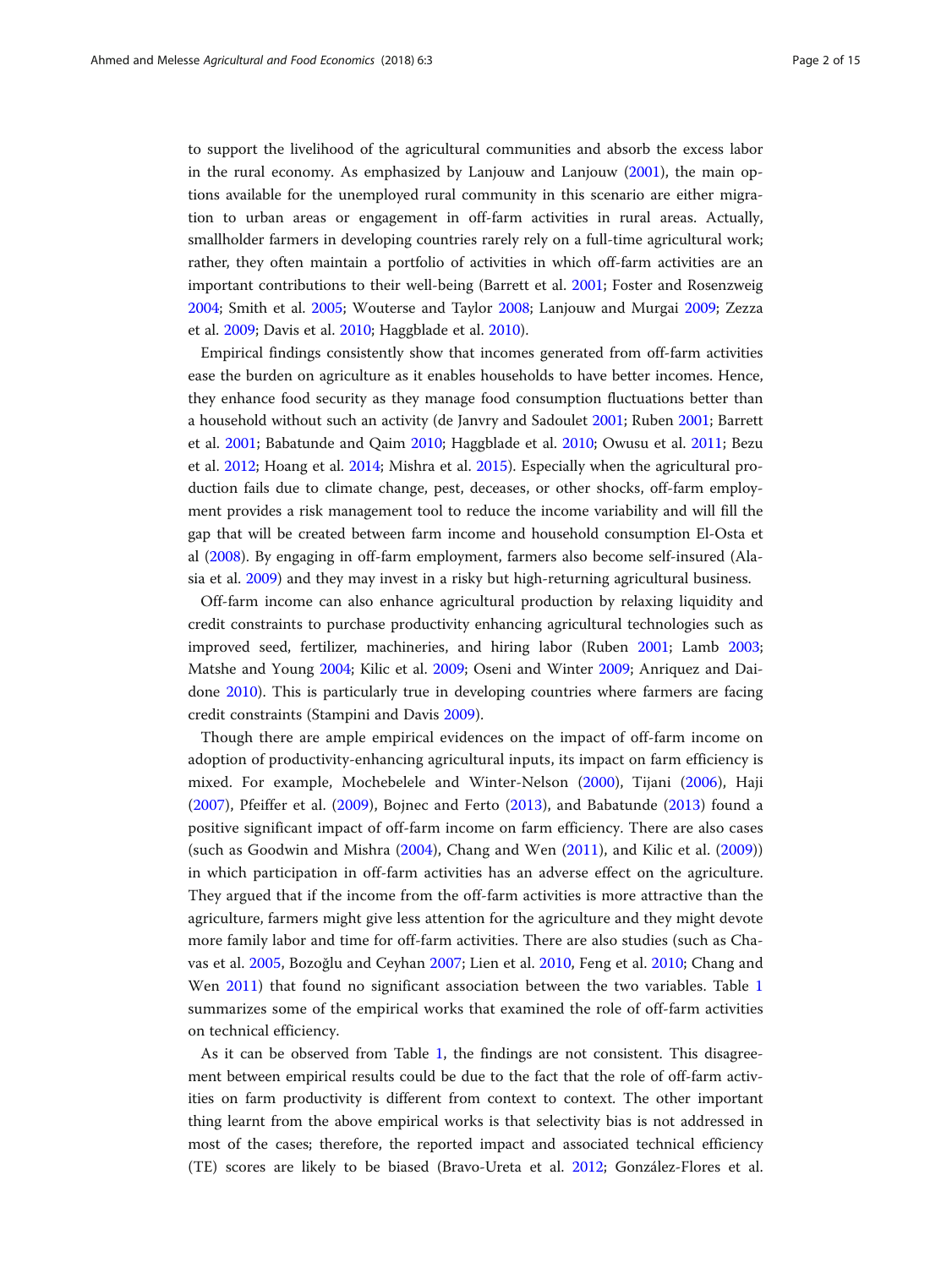to support the livelihood of the agricultural communities and absorb the excess labor in the rural economy. As emphasized by Lanjouw and Lanjouw (2001), the main options available for the unemployed rural community in this scenario are either migration to urban areas or engagement in off-farm activities in rural areas. Actually, smallholder farmers in developing countries rarely rely on a full-time agricultural work; rather, they often maintain a portfolio of activities in which off-farm activities are an important contributions to their well-being (Barrett et al. 2001; Foster and Rosenzweig 2004; Smith et al. 2005; Wouterse and Taylor 2008; Lanjouw and Murgai 2009; Zezza et al. 2009; Davis et al. 2010; Haggblade et al. 2010).

Empirical findings consistently show that incomes generated from off-farm activities ease the burden on agriculture as it enables households to have better incomes. Hence, they enhance food security as they manage food consumption fluctuations better than a household without such an activity (de Janvry and Sadoulet 2001; Ruben 2001; Barrett et al. 2001; Babatunde and Qaim 2010; Haggblade et al. 2010; Owusu et al. 2011; Bezu et al. 2012; Hoang et al. 2014; Mishra et al. 2015). Especially when the agricultural production fails due to climate change, pest, deceases, or other shocks, off-farm employment provides a risk management tool to reduce the income variability and will fill the gap that will be created between farm income and household consumption El-Osta et al (2008). By engaging in off-farm employment, farmers also become self-insured (Alasia et al. 2009) and they may invest in a risky but high-returning agricultural business.

Off-farm income can also enhance agricultural production by relaxing liquidity and credit constraints to purchase productivity enhancing agricultural technologies such as improved seed, fertilizer, machineries, and hiring labor (Ruben 2001; Lamb 2003; Matshe and Young 2004; Kilic et al. 2009; Oseni and Winter 2009; Anriquez and Daidone 2010). This is particularly true in developing countries where farmers are facing credit constraints (Stampini and Davis 2009).

Though there are ample empirical evidences on the impact of off-farm income on adoption of productivity-enhancing agricultural inputs, its impact on farm efficiency is mixed. For example, Mochebelele and Winter-Nelson (2000), Tijani (2006), Haji (2007), Pfeiffer et al. (2009), Bojnec and Ferto (2013), and Babatunde (2013) found a positive significant impact of off-farm income on farm efficiency. There are also cases (such as Goodwin and Mishra (2004), Chang and Wen (2011), and Kilic et al. (2009)) in which participation in off-farm activities has an adverse effect on the agriculture. They argued that if the income from the off-farm activities is more attractive than the agriculture, farmers might give less attention for the agriculture and they might devote more family labor and time for off-farm activities. There are also studies (such as Chavas et al. 2005, Bozoğlu and Ceyhan 2007; Lien et al. 2010, Feng et al. 2010; Chang and Wen 2011) that found no significant association between the two variables. Table 1 summarizes some of the empirical works that examined the role of off-farm activities on technical efficiency.

As it can be observed from Table 1, the findings are not consistent. This disagreement between empirical results could be due to the fact that the role of off-farm activities on farm productivity is different from context to context. The other important thing learnt from the above empirical works is that selectivity bias is not addressed in most of the cases; therefore, the reported impact and associated technical efficiency (TE) scores are likely to be biased (Bravo-Ureta et al. 2012; González-Flores et al.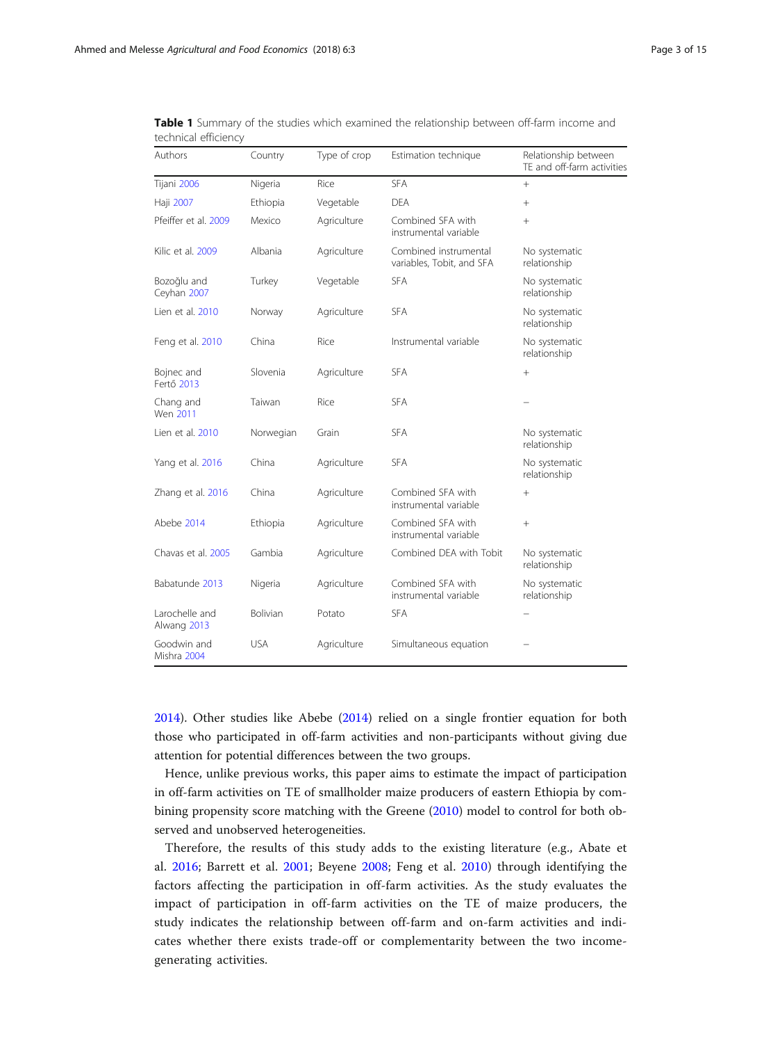**Table 1** Summary of the studies which examined the relationship between off-farm income and technical efficiency

| Authors | Country | Type of crop | Estimation technique | Relationship between TE and off-farm activities |
|---|---|---|---|---|
| Tijani 2006 | Nigeria | Rice | SFA | + |
| Haji 2007 | Ethiopia | Vegetable | DEA | + |
| Pfeiffer et al. 2009 | Mexico | Agriculture | Combined SFA with instrumental variable | + |
| Kilic et al. 2009 | Albania | Agriculture | Combined instrumental variables, Tobit, and SFA | No systematic relationship |
| Bozoğlu and Ceyhan 2007 | Turkey | Vegetable | SFA | No systematic relationship |
| Lien et al. 2010 | Norway | Agriculture | SFA | No systematic relationship |
| Feng et al. 2010 | China | Rice | Instrumental variable | No systematic relationship |
| Bojnec and Fertő 2013 | Slovenia | Agriculture | SFA | + |
| Chang and Wen 2011 | Taiwan | Rice | SFA | − |
| Lien et al. 2010 | Norwegian | Grain | SFA | No systematic relationship |
| Yang et al. 2016 | China | Agriculture | SFA | No systematic relationship |
| Zhang et al. 2016 | China | Agriculture | Combined SFA with instrumental variable | + |
| Abebe 2014 | Ethiopia | Agriculture | Combined SFA with instrumental variable | + |
| Chavas et al. 2005 | Gambia | Agriculture | Combined DEA with Tobit | No systematic relationship |
| Babatunde 2013 | Nigeria | Agriculture | Combined SFA with instrumental variable | No systematic relationship |
| Larochelle and Alwang 2013 | Bolivian | Potato | SFA | − |
| Goodwin and Mishra 2004 | USA | Agriculture | Simultaneous equation | − |

2014). Other studies like Abebe (2014) relied on a single frontier equation for both those who participated in off-farm activities and non-participants without giving due attention for potential differences between the two groups.

Hence, unlike previous works, this paper aims to estimate the impact of participation in off-farm activities on TE of smallholder maize producers of eastern Ethiopia by combining propensity score matching with the Greene (2010) model to control for both observed and unobserved heterogeneities.

Therefore, the results of this study adds to the existing literature (e.g., Abate et al. 2016; Barrett et al. 2001; Beyene 2008; Feng et al. 2010) through identifying the factors affecting the participation in off-farm activities. As the study evaluates the impact of participation in off-farm activities on the TE of maize producers, the study indicates the relationship between off-farm and on-farm activities and indicates whether there exists trade-off or complementarity between the two income-generating activities.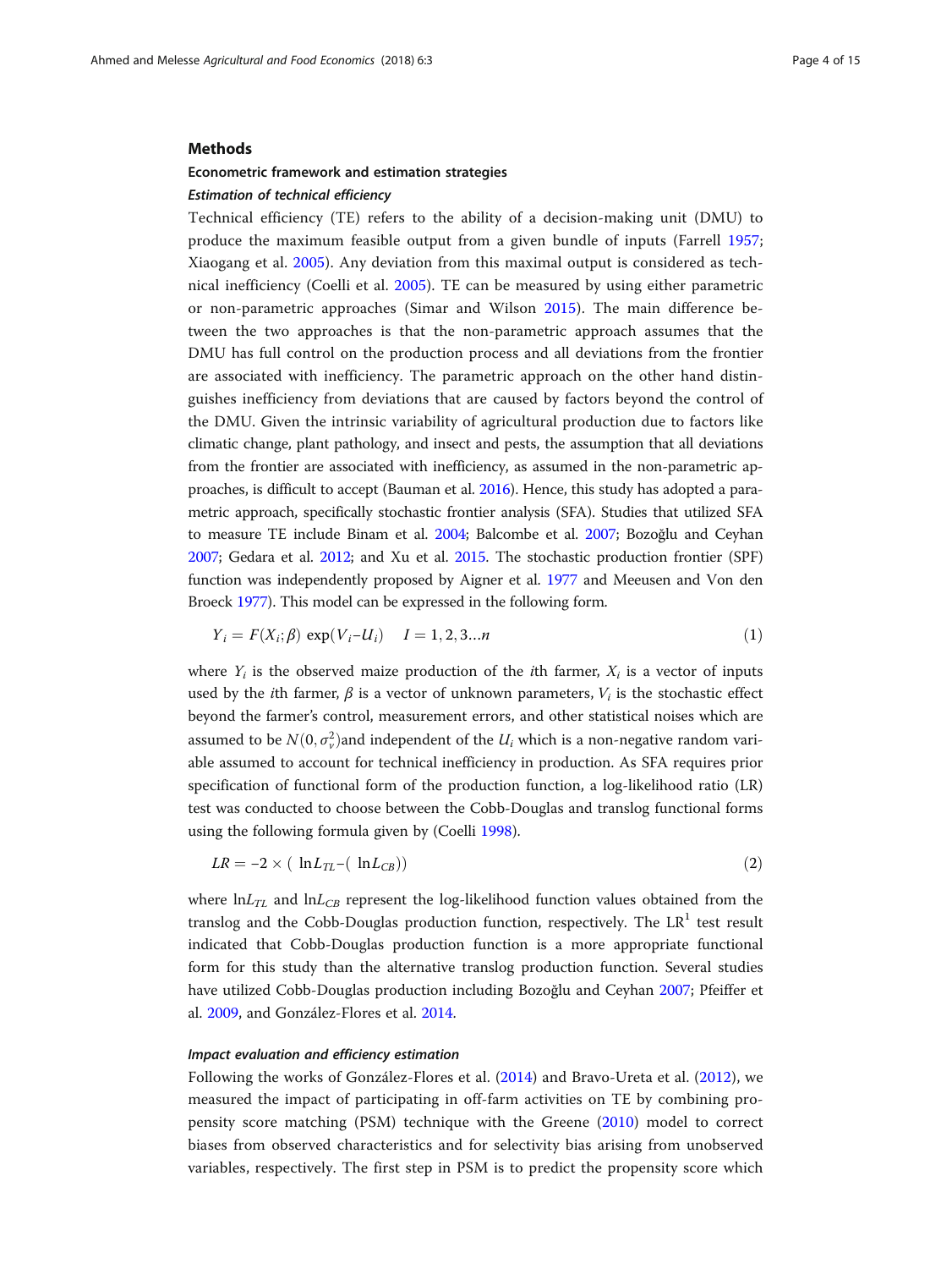## Methods

### Econometric framework and estimation strategies

#### *Estimation of technical efficiency*

Technical efficiency (TE) refers to the ability of a decision-making unit (DMU) to produce the maximum feasible output from a given bundle of inputs (Farrell 1957; Xiaogang et al. 2005). Any deviation from this maximal output is considered as technical inefficiency (Coelli et al. 2005). TE can be measured by using either parametric or non-parametric approaches (Simar and Wilson 2015). The main difference between the two approaches is that the non-parametric approach assumes that the DMU has full control on the production process and all deviations from the frontier are associated with inefficiency. The parametric approach on the other hand distinguishes inefficiency from deviations that are caused by factors beyond the control of the DMU. Given the intrinsic variability of agricultural production due to factors like climatic change, plant pathology, and insect and pests, the assumption that all deviations from the frontier are associated with inefficiency, as assumed in the non-parametric approaches, is difficult to accept (Bauman et al. 2016). Hence, this study has adopted a parametric approach, specifically stochastic frontier analysis (SFA). Studies that utilized SFA to measure TE include Binam et al. 2004; Balcombe et al. 2007; Bozoğlu and Ceyhan 2007; Gedara et al. 2012; and Xu et al. 2015. The stochastic production frontier (SPF) function was independently proposed by Aigner et al. 1977 and Meeusen and Von den Broeck 1977). This model can be expressed in the following form.

$$Y_i = F(X_i;\beta)\,\exp(V_i - U_i) \quad I = 1, 2, 3 \ldots n \tag{1}$$

where $Y_i$ is the observed maize production of the $i$th farmer, $X_i$ is a vector of inputs used by the $i$th farmer, $\beta$ is a vector of unknown parameters, $V_i$ is the stochastic effect beyond the farmer's control, measurement errors, and other statistical noises which are assumed to be $N(0, \sigma_v^2)$and independent of the $U_i$ which is a non-negative random variable assumed to account for technical inefficiency in production. As SFA requires prior specification of functional form of the production function, a log-likelihood ratio (LR) test was conducted to choose between the Cobb-Douglas and translog functional forms using the following formula given by (Coelli 1998).

$$LR = -2 \times (\ln L_{TL} - (\ln L_{CB})) \tag{2}$$

where $\ln L_{TL}$ and $\ln L_{CB}$ represent the log-likelihood function values obtained from the translog and the Cobb-Douglas production function, respectively. The LR[1] test result indicated that Cobb-Douglas production function is a more appropriate functional form for this study than the alternative translog production function. Several studies have utilized Cobb-Douglas production including Bozoğlu and Ceyhan 2007; Pfeiffer et al. 2009, and González-Flores et al. 2014.

#### *Impact evaluation and efficiency estimation*

Following the works of González-Flores et al. (2014) and Bravo-Ureta et al. (2012), we measured the impact of participating in off-farm activities on TE by combining propensity score matching (PSM) technique with the Greene (2010) model to correct biases from observed characteristics and for selectivity bias arising from unobserved variables, respectively. The first step in PSM is to predict the propensity score which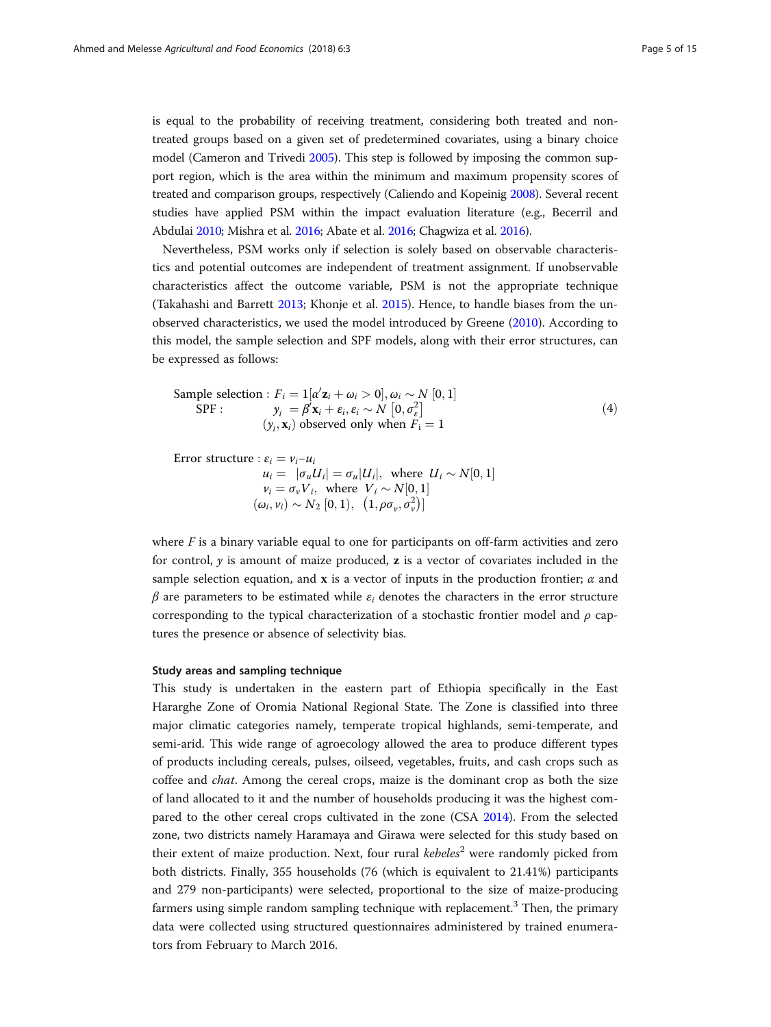is equal to the probability of receiving treatment, considering both treated and non-treated groups based on a given set of predetermined covariates, using a binary choice model (Cameron and Trivedi 2005). This step is followed by imposing the common support region, which is the area within the minimum and maximum propensity scores of treated and comparison groups, respectively (Caliendo and Kopeinig 2008). Several recent studies have applied PSM within the impact evaluation literature (e.g., Becerril and Abdulai 2010; Mishra et al. 2016; Abate et al. 2016; Chagwiza et al. 2016).

Nevertheless, PSM works only if selection is solely based on observable characteristics and potential outcomes are independent of treatment assignment. If unobservable characteristics affect the outcome variable, PSM is not the appropriate technique (Takahashi and Barrett 2013; Khonje et al. 2015). Hence, to handle biases from the unobserved characteristics, we used the model introduced by Greene (2010). According to this model, the sample selection and SPF models, along with their error structures, can be expressed as follows:

$$
\begin{aligned}
&\text{Sample selection}: F_i = 1[\alpha' \mathbf{z}_i + \omega_i > 0], \omega_i \sim N\,[0,1] \\
&\text{SPF}: \qquad y_i = \beta' \mathbf{x}_i + \varepsilon_i, \varepsilon_i \sim N\left[0, \sigma_\varepsilon^2\right] \\
&\qquad\qquad (y_i, \mathbf{x}_i) \text{ observed only when } F_i = 1
\end{aligned}
\tag{4}
$$

$$
\begin{aligned}
\text{Error structure}: &\ \varepsilon_i = v_i - u_i \\
&u_i = |\sigma_u U_i| = \sigma_u |U_i|, \ \text{ where } \ U_i \sim N[0,1] \\
&v_i = \sigma_v V_i, \ \text{ where } \ V_i \sim N[0,1] \\
&(\omega_i, v_i) \sim N_2\,[0,1), \ \left(1, \rho\sigma_v, \sigma_v^2\right)]
\end{aligned}
$$

where $F$ is a binary variable equal to one for participants on off-farm activities and zero for control, $y$ is amount of maize produced, $\mathbf{z}$ is a vector of covariates included in the sample selection equation, and $\mathbf{x}$ is a vector of inputs in the production frontier; $\alpha$ and $\beta$ are parameters to be estimated while $\varepsilon_i$ denotes the characters in the error structure corresponding to the typical characterization of a stochastic frontier model and $\rho$ captures the presence or absence of selectivity bias.

#### Study areas and sampling technique

This study is undertaken in the eastern part of Ethiopia specifically in the East Hararghe Zone of Oromia National Regional State. The Zone is classified into three major climatic categories namely, temperate tropical highlands, semi-temperate, and semi-arid. This wide range of agroecology allowed the area to produce different types of products including cereals, pulses, oilseed, vegetables, fruits, and cash crops such as coffee and *chat*. Among the cereal crops, maize is the dominant crop as both the size of land allocated to it and the number of households producing it was the highest compared to the other cereal crops cultivated in the zone (CSA 2014). From the selected zone, two districts namely Haramaya and Girawa were selected for this study based on their extent of maize production. Next, four rural *kebeles*[2] were randomly picked from both districts. Finally, 355 households (76 (which is equivalent to 21.41%) participants and 279 non-participants) were selected, proportional to the size of maize-producing farmers using simple random sampling technique with replacement.[3] Then, the primary data were collected using structured questionnaires administered by trained enumerators from February to March 2016.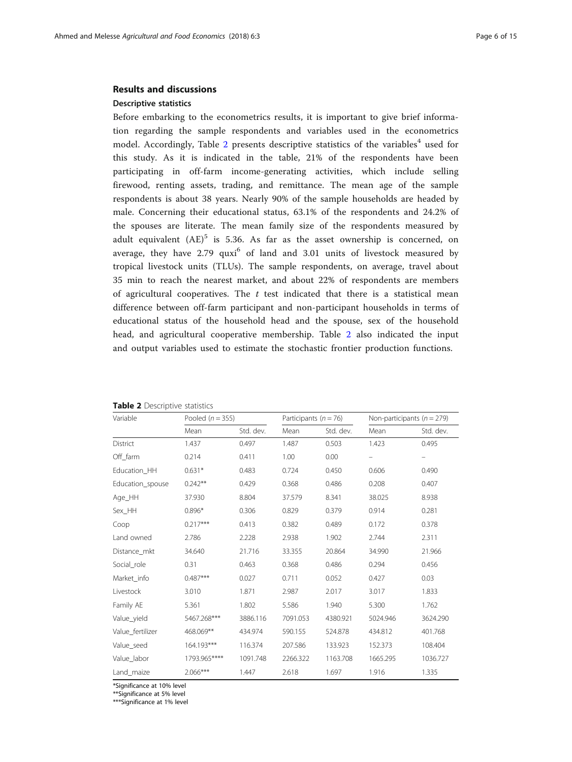## Results and discussions

### Descriptive statistics

Before embarking to the econometrics results, it is important to give brief information regarding the sample respondents and variables used in the econometrics model. Accordingly, Table 2 presents descriptive statistics of the variables[4] used for this study. As it is indicated in the table, 21% of the respondents have been participating in off-farm income-generating activities, which include selling firewood, renting assets, trading, and remittance. The mean age of the sample respondents is about 38 years. Nearly 90% of the sample households are headed by male. Concerning their educational status, 63.1% of the respondents and 24.2% of the spouses are literate. The mean family size of the respondents measured by adult equivalent (AE)[5] is 5.36. As far as the asset ownership is concerned, on average, they have 2.79 quxi[6] of land and 3.01 units of livestock measured by tropical livestock units (TLUs). The sample respondents, on average, travel about 35 min to reach the nearest market, and about 22% of respondents are members of agricultural cooperatives. The *t* test indicated that there is a statistical mean difference between off-farm participant and non-participant households in terms of educational status of the household head and the spouse, sex of the household head, and agricultural cooperative membership. Table 2 also indicated the input and output variables used to estimate the stochastic frontier production functions.

**Table 2** Descriptive statistics

| Variable | Pooled ($n = 355$) | | Participants ($n = 76$) | | Non-participants ($n = 279$) | |
|---|---|---|---|---|---|---|
| | Mean | Std. dev. | Mean | Std. dev. | Mean | Std. dev. |
| District | 1.437 | 0.497 | 1.487 | 0.503 | 1.423 | 0.495 |
| Off_farm | 0.214 | 0.411 | 1.00 | 0.00 | – | – |
| Education_HH | 0.631* | 0.483 | 0.724 | 0.450 | 0.606 | 0.490 |
| Education_spouse | 0.242** | 0.429 | 0.368 | 0.486 | 0.208 | 0.407 |
| Age_HH | 37.930 | 8.804 | 37.579 | 8.341 | 38.025 | 8.938 |
| Sex_HH | 0.896* | 0.306 | 0.829 | 0.379 | 0.914 | 0.281 |
| Coop | 0.217*** | 0.413 | 0.382 | 0.489 | 0.172 | 0.378 |
| Land owned | 2.786 | 2.228 | 2.938 | 1.902 | 2.744 | 2.311 |
| Distance_mkt | 34.640 | 21.716 | 33.355 | 20.864 | 34.990 | 21.966 |
| Social_role | 0.31 | 0.463 | 0.368 | 0.486 | 0.294 | 0.456 |
| Market_info | 0.487*** | 0.027 | 0.711 | 0.052 | 0.427 | 0.03 |
| Livestock | 3.010 | 1.871 | 2.987 | 2.017 | 3.017 | 1.833 |
| Family AE | 5.361 | 1.802 | 5.586 | 1.940 | 5.300 | 1.762 |
| Value_yield | 5467.268*** | 3886.116 | 7091.053 | 4380.921 | 5024.946 | 3624.290 |
| Value_fertilizer | 468.069** | 434.974 | 590.155 | 524.878 | 434.812 | 401.768 |
| Value_seed | 164.193*** | 116.374 | 207.586 | 133.923 | 152.373 | 108.404 |
| Value_labor | 1793.965**** | 1091.748 | 2266.322 | 1163.708 | 1665.295 | 1036.727 |
| Land_maize | 2.066*** | 1.447 | 2.618 | 1.697 | 1.916 | 1.335 |

*Significance at 10% level
**Significance at 5% level
***Significance at 1% level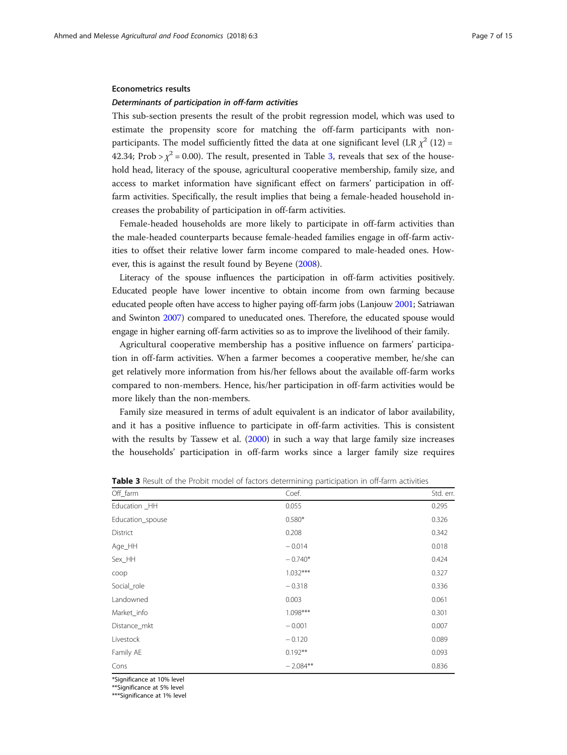### Econometrics results

#### *Determinants of participation in off-farm activities*

This sub-section presents the result of the probit regression model, which was used to estimate the propensity score for matching the off-farm participants with non-participants. The model sufficiently fitted the data at one significant level (LR $\chi^2$ (12) = 42.34; Prob > $\chi^2$ = 0.00). The result, presented in Table 3, reveals that sex of the household head, literacy of the spouse, agricultural cooperative membership, family size, and access to market information have significant effect on farmers' participation in off-farm activities. Specifically, the result implies that being a female-headed household increases the probability of participation in off-farm activities.

Female-headed households are more likely to participate in off-farm activities than the male-headed counterparts because female-headed families engage in off-farm activities to offset their relative lower farm income compared to male-headed ones. However, this is against the result found by Beyene (2008).

Literacy of the spouse influences the participation in off-farm activities positively. Educated people have lower incentive to obtain income from own farming because educated people often have access to higher paying off-farm jobs (Lanjouw 2001; Satriawan and Swinton 2007) compared to uneducated ones. Therefore, the educated spouse would engage in higher earning off-farm activities so as to improve the livelihood of their family.

Agricultural cooperative membership has a positive influence on farmers' participation in off-farm activities. When a farmer becomes a cooperative member, he/she can get relatively more information from his/her fellows about the available off-farm works compared to non-members. Hence, his/her participation in off-farm activities would be more likely than the non-members.

Family size measured in terms of adult equivalent is an indicator of labor availability, and it has a positive influence to participate in off-farm activities. This is consistent with the results by Tassew et al. (2000) in such a way that large family size increases the households' participation in off-farm works since a larger family size requires

**Table 3** Result of the Probit model of factors determining participation in off-farm activities

| Off_farm | Coef. | Std. err. |
|---|---|---|
| Education _HH | 0.055 | 0.295 |
| Education_spouse | 0.580* | 0.326 |
| District | 0.208 | 0.342 |
| Age_HH | − 0.014 | 0.018 |
| Sex_HH | − 0.740* | 0.424 |
| coop | 1.032*** | 0.327 |
| Social_role | − 0.318 | 0.336 |
| Landowned | 0.003 | 0.061 |
| Market_info | 1.098*** | 0.301 |
| Distance_mkt | − 0.001 | 0.007 |
| Livestock | − 0.120 | 0.089 |
| Family AE | 0.192** | 0.093 |
| Cons | − 2.084** | 0.836 |

*Significance at 10% level
**Significance at 5% level
***Significance at 1% level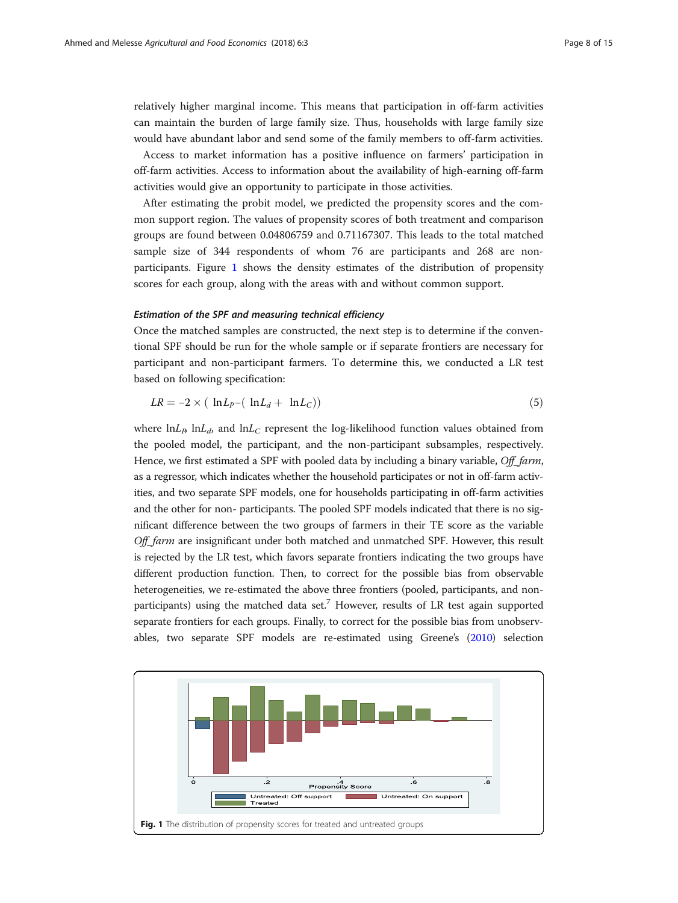relatively higher marginal income. This means that participation in off-farm activities can maintain the burden of large family size. Thus, households with large family size would have abundant labor and send some of the family members to off-farm activities.

Access to market information has a positive influence on farmers' participation in off-farm activities. Access to information about the availability of high-earning off-farm activities would give an opportunity to participate in those activities.

After estimating the probit model, we predicted the propensity scores and the common support region. The values of propensity scores of both treatment and comparison groups are found between 0.04806759 and 0.71167307. This leads to the total matched sample size of 344 respondents of whom 76 are participants and 268 are non-participants. Figure 1 shows the density estimates of the distribution of propensity scores for each group, along with the areas with and without common support.

#### *Estimation of the SPF and measuring technical efficiency*

Once the matched samples are constructed, the next step is to determine if the conventional SPF should be run for the whole sample or if separate frontiers are necessary for participant and non-participant farmers. To determine this, we conducted a LR test based on following specification:

$$LR = -2 \times ( \ln L_P - ( \ln L_d + \ln L_C)) \tag{5}$$

where $\ln L_P$, $\ln L_d$, and $\ln L_C$ represent the log-likelihood function values obtained from the pooled model, the participant, and the non-participant subsamples, respectively. Hence, we first estimated a SPF with pooled data by including a binary variable, *Off_farm*, as a regressor, which indicates whether the household participates or not in off-farm activities, and two separate SPF models, one for households participating in off-farm activities and the other for non- participants. The pooled SPF models indicated that there is no significant difference between the two groups of farmers in their TE score as the variable *Off_farm* are insignificant under both matched and unmatched SPF. However, this result is rejected by the LR test, which favors separate frontiers indicating the two groups have different production function. Then, to correct for the possible bias from observable heterogeneities, we re-estimated the above three frontiers (pooled, participants, and non-participants) using the matched data set.[7] However, results of LR test again supported separate frontiers for each groups. Finally, to correct for the possible bias from unobservables, two separate SPF models are re-estimated using Greene's (2010) selection

**Fig. 1** The distribution of propensity scores for treated and untreated groups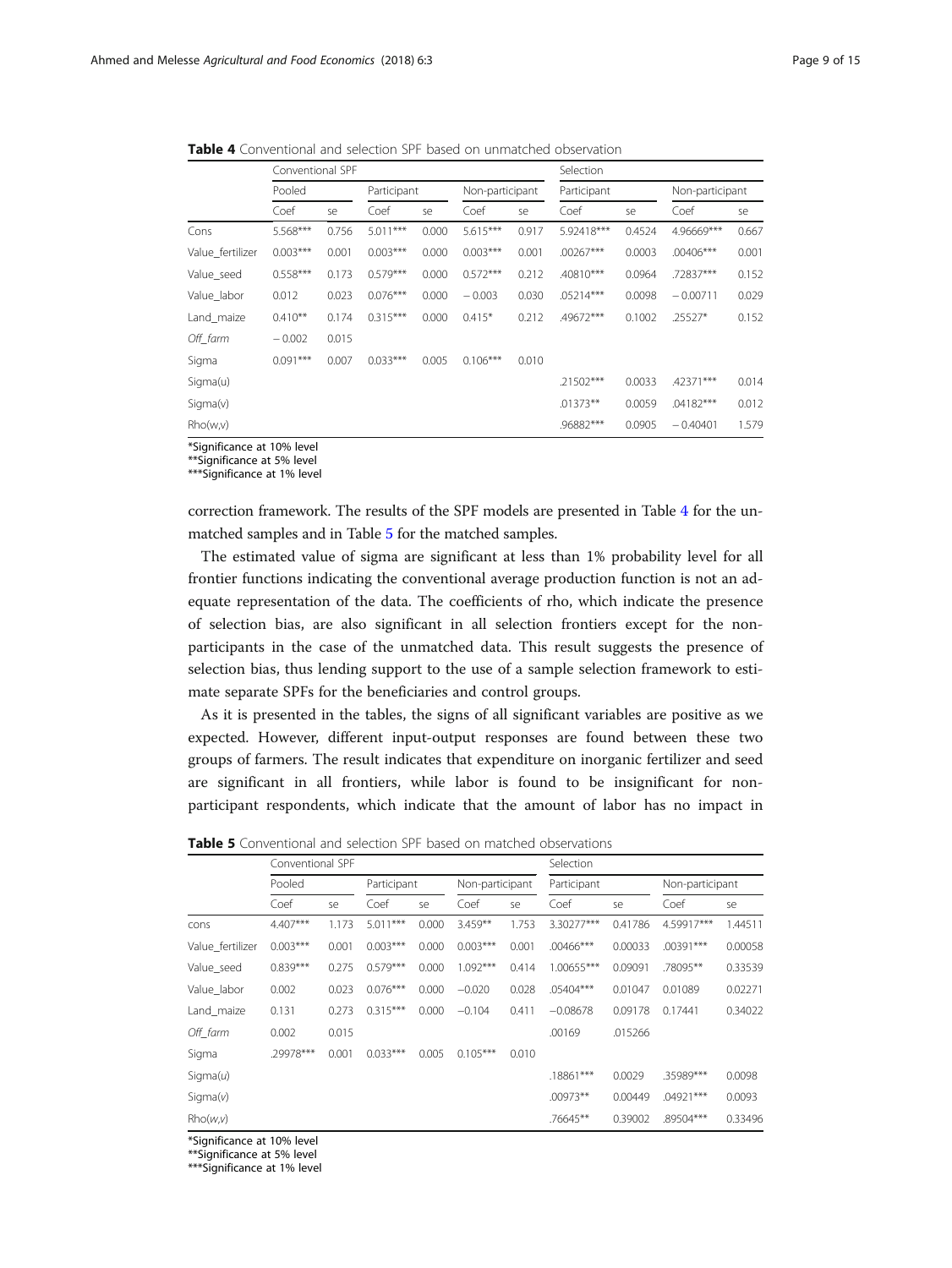**Table 4** Conventional and selection SPF based on unmatched observation

| | Conventional SPF | | | | | | Selection | | | |
|---|---|---|---|---|---|---|---|---|---|---|
| | Pooled | | Participant | | Non-participant | | Participant | | Non-participant | |
| | Coef | se | Coef | se | Coef | se | Coef | se | Coef | se |
| Cons | 5.568*** | 0.756 | 5.011*** | 0.000 | 5.615*** | 0.917 | 5.92418*** | 0.4524 | 4.96669*** | 0.667 |
| Value_fertilizer | 0.003*** | 0.001 | 0.003*** | 0.000 | 0.003*** | 0.001 | .00267*** | 0.0003 | .00406*** | 0.001 |
| Value_seed | 0.558*** | 0.173 | 0.579*** | 0.000 | 0.572*** | 0.212 | .40810*** | 0.0964 | .72837*** | 0.152 |
| Value_labor | 0.012 | 0.023 | 0.076*** | 0.000 | − 0.003 | 0.030 | .05214*** | 0.0098 | − 0.00711 | 0.029 |
| Land_maize | 0.410** | 0.174 | 0.315*** | 0.000 | 0.415* | 0.212 | .49672*** | 0.1002 | .25527* | 0.152 |
| *Off_farm* | − 0.002 | 0.015 | | | | | | | | |
| Sigma | 0.091*** | 0.007 | 0.033*** | 0.005 | 0.106*** | 0.010 | | | | |
| Sigma(u) | | | | | | | .21502*** | 0.0033 | .42371*** | 0.014 |
| Sigma(v) | | | | | | | .01373** | 0.0059 | .04182*** | 0.012 |
| Rho(w,v) | | | | | | | .96882*** | 0.0905 | − 0.40401 | 1.579 |

*Significance at 10% level
**Significance at 5% level
***Significance at 1% level

correction framework. The results of the SPF models are presented in Table 4 for the unmatched samples and in Table 5 for the matched samples.

The estimated value of sigma are significant at less than 1% probability level for all frontier functions indicating the conventional average production function is not an adequate representation of the data. The coefficients of rho, which indicate the presence of selection bias, are also significant in all selection frontiers except for the non-participants in the case of the unmatched data. This result suggests the presence of selection bias, thus lending support to the use of a sample selection framework to estimate separate SPFs for the beneficiaries and control groups.

As it is presented in the tables, the signs of all significant variables are positive as we expected. However, different input-output responses are found between these two groups of farmers. The result indicates that expenditure on inorganic fertilizer and seed are significant in all frontiers, while labor is found to be insignificant for non-participant respondents, which indicate that the amount of labor has no impact in

**Table 5** Conventional and selection SPF based on matched observations

| | Conventional SPF | | | | | | Selection | | | |
|---|---|---|---|---|---|---|---|---|---|---|
| | Pooled | | Participant | | Non-participant | | Participant | | Non-participant | |
| | Coef | se | Coef | se | Coef | se | Coef | se | Coef | se |
| cons | 4.407*** | 1.173 | 5.011*** | 0.000 | 3.459** | 1.753 | 3.30277*** | 0.41786 | 4.59917*** | 1.44511 |
| Value_fertilizer | 0.003*** | 0.001 | 0.003*** | 0.000 | 0.003*** | 0.001 | .00466*** | 0.00033 | .00391*** | 0.00058 |
| Value_seed | 0.839*** | 0.275 | 0.579*** | 0.000 | 1.092*** | 0.414 | 1.00655*** | 0.09091 | .78095** | 0.33539 |
| Value_labor | 0.002 | 0.023 | 0.076*** | 0.000 | −0.020 | 0.028 | .05404*** | 0.01047 | 0.01089 | 0.02271 |
| Land_maize | 0.131 | 0.273 | 0.315*** | 0.000 | −0.104 | 0.411 | −0.08678 | 0.09178 | 0.17441 | 0.34022 |
| *Off_farm* | 0.002 | 0.015 | | | | | .00169 | .015266 | | |
| Sigma | .29978*** | 0.001 | 0.033*** | 0.005 | 0.105*** | 0.010 | | | | |
| Sigma(*u*) | | | | | | | .18861*** | 0.0029 | .35989*** | 0.0098 |
| Sigma(*v*) | | | | | | | .00973** | 0.00449 | .04921*** | 0.0093 |
| Rho(*w,v*) | | | | | | | .76645** | 0.39002 | .89504*** | 0.33496 |

*Significance at 10% level
**Significance at 5% level
***Significance at 1% level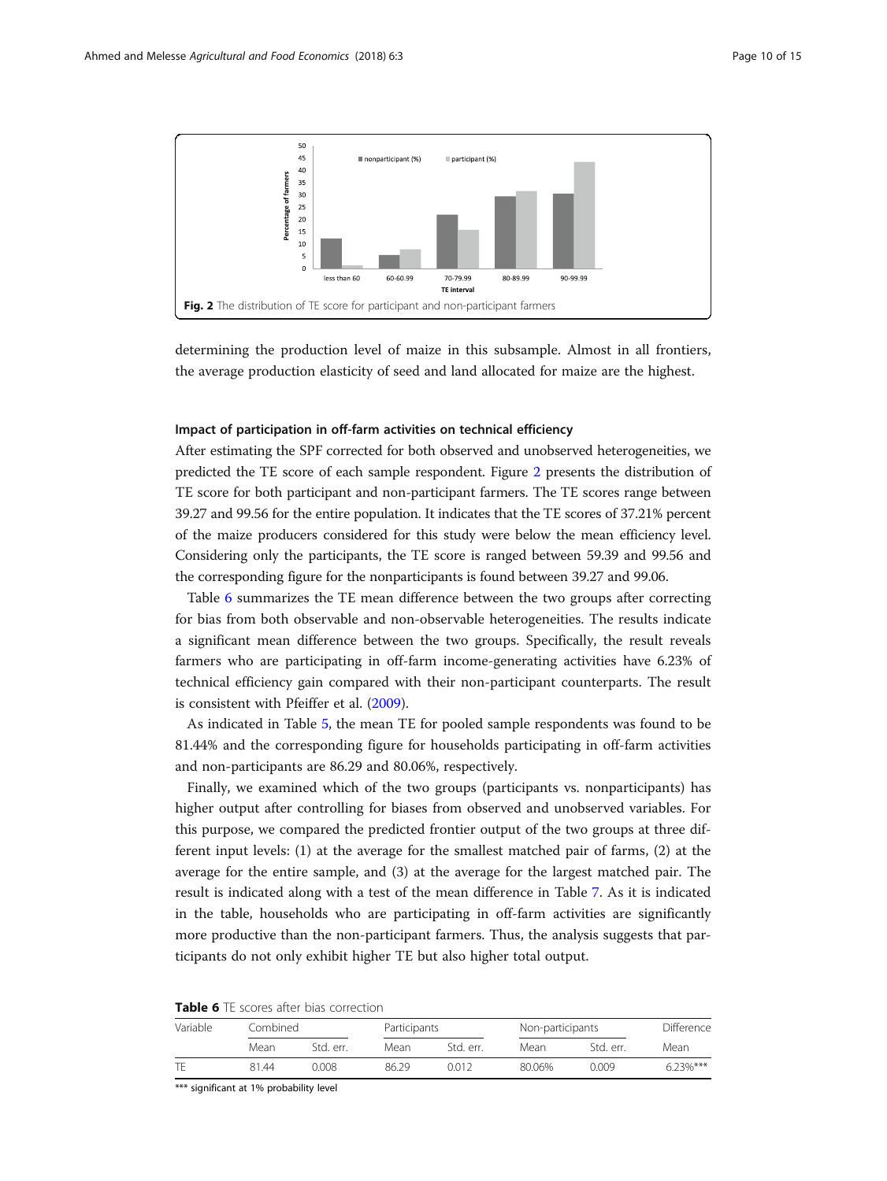Fig. 2 The distribution of TE score for participant and non-participant farmers

determining the production level of maize in this subsample. Almost in all frontiers, the average production elasticity of seed and land allocated for maize are the highest.

### Impact of participation in off-farm activities on technical efficiency

After estimating the SPF corrected for both observed and unobserved heterogeneities, we predicted the TE score of each sample respondent. Figure 2 presents the distribution of TE score for both participant and non-participant farmers. The TE scores range between 39.27 and 99.56 for the entire population. It indicates that the TE scores of 37.21% percent of the maize producers considered for this study were below the mean efficiency level. Considering only the participants, the TE score is ranged between 59.39 and 99.56 and the corresponding figure for the nonparticipants is found between 39.27 and 99.06.

Table 6 summarizes the TE mean difference between the two groups after correcting for bias from both observable and non-observable heterogeneities. The results indicate a significant mean difference between the two groups. Specifically, the result reveals farmers who are participating in off-farm income-generating activities have 6.23% of technical efficiency gain compared with their non-participant counterparts. The result is consistent with Pfeiffer et al. (2009).

As indicated in Table 5, the mean TE for pooled sample respondents was found to be 81.44% and the corresponding figure for households participating in off-farm activities and non-participants are 86.29 and 80.06%, respectively.

Finally, we examined which of the two groups (participants vs. nonparticipants) has higher output after controlling for biases from observed and unobserved variables. For this purpose, we compared the predicted frontier output of the two groups at three different input levels: (1) at the average for the smallest matched pair of farms, (2) at the average for the entire sample, and (3) at the average for the largest matched pair. The result is indicated along with a test of the mean difference in Table 7. As it is indicated in the table, households who are participating in off-farm activities are significantly more productive than the non-participant farmers. Thus, the analysis suggests that participants do not only exhibit higher TE but also higher total output.

**Table 6** TE scores after bias correction

| Variable | Combined | | Participants | | Non-participants | | Difference |
|---|---|---|---|---|---|---|---|
| | Mean | Std. err. | Mean | Std. err. | Mean | Std. err. | Mean |
| TE | 81.44 | 0.008 | 86.29 | 0.012 | 80.06% | 0.009 | 6.23%*** |

*** significant at 1% probability level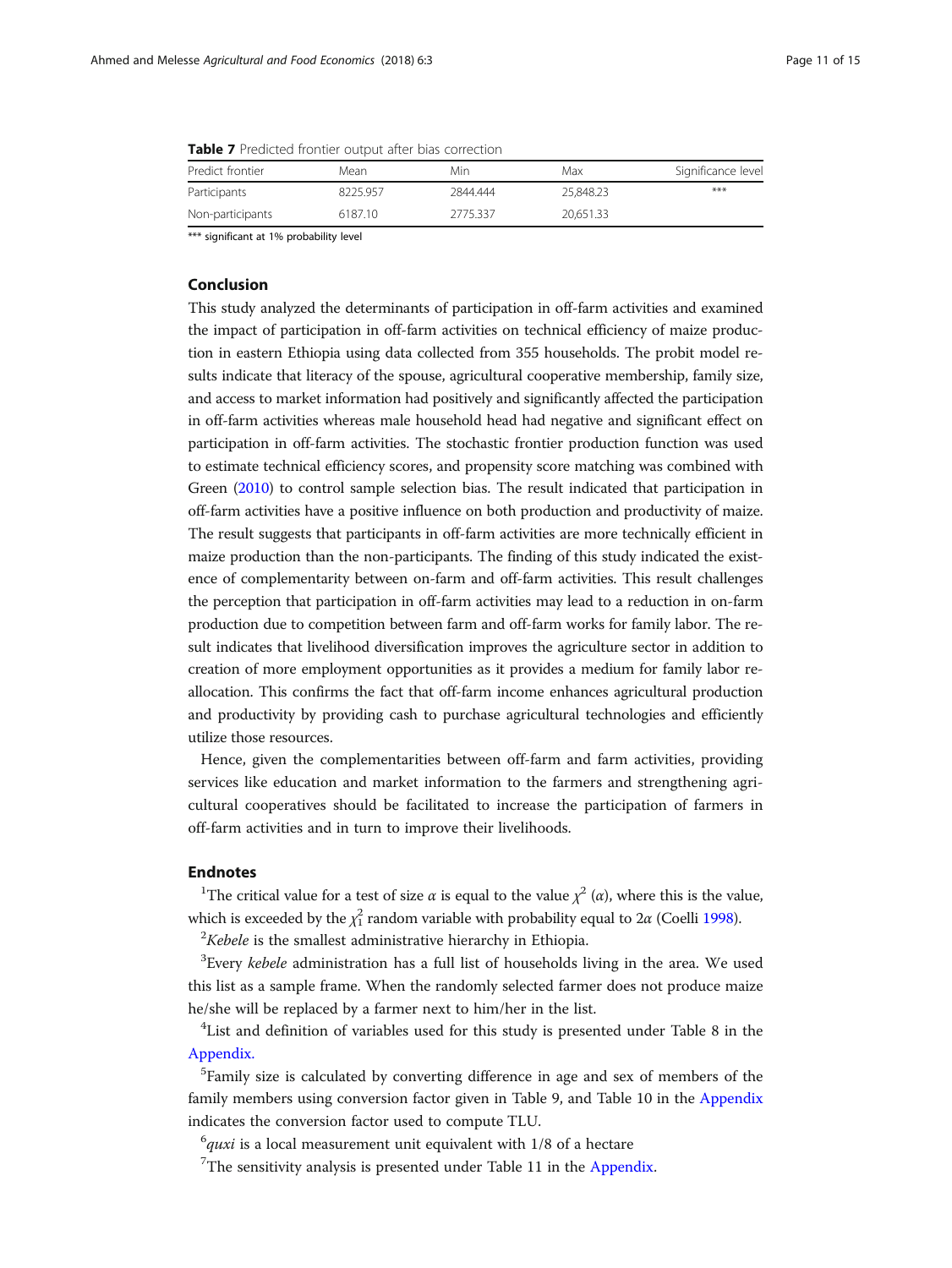**Table 7** Predicted frontier output after bias correction

| Predict frontier | Mean | Min | Max | Significance level |
|---|---|---|---|---|
| Participants | 8225.957 | 2844.444 | 25,848.23 | *** |
| Non-participants | 6187.10 | 2775.337 | 20,651.33 | |

*** significant at 1% probability level

## Conclusion

This study analyzed the determinants of participation in off-farm activities and examined the impact of participation in off-farm activities on technical efficiency of maize production in eastern Ethiopia using data collected from 355 households. The probit model results indicate that literacy of the spouse, agricultural cooperative membership, family size, and access to market information had positively and significantly affected the participation in off-farm activities whereas male household head had negative and significant effect on participation in off-farm activities. The stochastic frontier production function was used to estimate technical efficiency scores, and propensity score matching was combined with Green (2010) to control sample selection bias. The result indicated that participation in off-farm activities have a positive influence on both production and productivity of maize. The result suggests that participants in off-farm activities are more technically efficient in maize production than the non-participants. The finding of this study indicated the existence of complementarity between on-farm and off-farm activities. This result challenges the perception that participation in off-farm activities may lead to a reduction in on-farm production due to competition between farm and off-farm works for family labor. The result indicates that livelihood diversification improves the agriculture sector in addition to creation of more employment opportunities as it provides a medium for family labor reallocation. This confirms the fact that off-farm income enhances agricultural production and productivity by providing cash to purchase agricultural technologies and efficiently utilize those resources.

Hence, given the complementarities between off-farm and farm activities, providing services like education and market information to the farmers and strengthening agricultural cooperatives should be facilitated to increase the participation of farmers in off-farm activities and in turn to improve their livelihoods.

## Endnotes

[1]The critical value for a test of size $\alpha$ is equal to the value $\chi^2$ ($\alpha$), where this is the value, which is exceeded by the $\chi_1^2$ random variable with probability equal to $2\alpha$ (Coelli 1998).

[2]*Kebele* is the smallest administrative hierarchy in Ethiopia.

[3]Every *kebele* administration has a full list of households living in the area. We used this list as a sample frame. When the randomly selected farmer does not produce maize he/she will be replaced by a farmer next to him/her in the list.

[4]List and definition of variables used for this study is presented under Table 8 in the Appendix.

[5]Family size is calculated by converting difference in age and sex of members of the family members using conversion factor given in Table 9, and Table 10 in the Appendix indicates the conversion factor used to compute TLU.

[6]*quxi* is a local measurement unit equivalent with 1/8 of a hectare

[7]The sensitivity analysis is presented under Table 11 in the Appendix.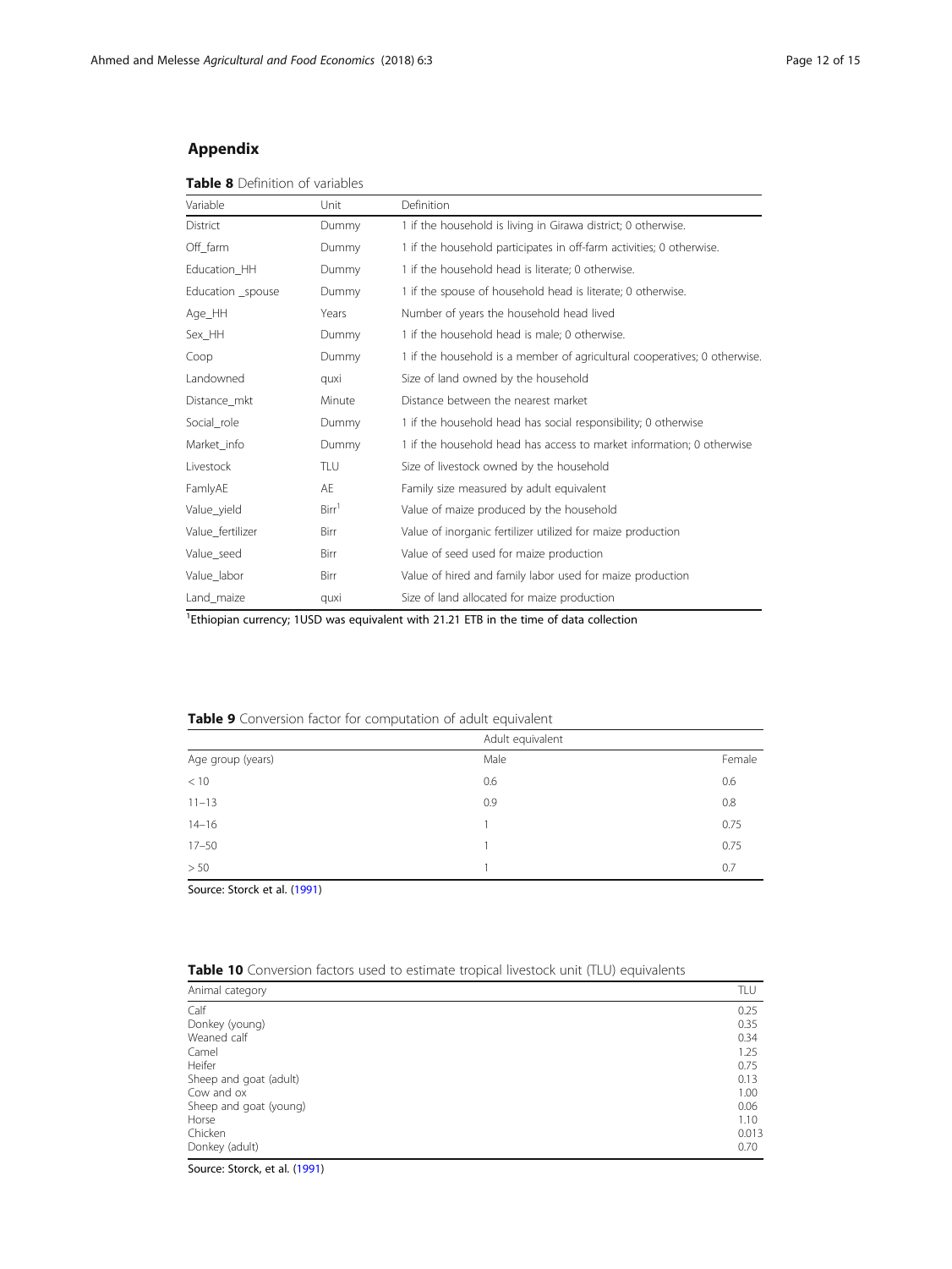## Appendix

**Table 8** Definition of variables

| Variable | Unit | Definition |
|---|---|---|
| District | Dummy | 1 if the household is living in Girawa district; 0 otherwise. |
| Off_farm | Dummy | 1 if the household participates in off-farm activities; 0 otherwise. |
| Education_HH | Dummy | 1 if the household head is literate; 0 otherwise. |
| Education _spouse | Dummy | 1 if the spouse of household head is literate; 0 otherwise. |
| Age_HH | Years | Number of years the household head lived |
| Sex_HH | Dummy | 1 if the household head is male; 0 otherwise. |
| Coop | Dummy | 1 if the household is a member of agricultural cooperatives; 0 otherwise. |
| Landowned | quxi | Size of land owned by the household |
| Distance_mkt | Minute | Distance between the nearest market |
| Social_role | Dummy | 1 if the household head has social responsibility; 0 otherwise |
| Market_info | Dummy | 1 if the household head has access to market information; 0 otherwise |
| Livestock | TLU | Size of livestock owned by the household |
| FamlyAE | AE | Family size measured by adult equivalent |
| Value_yield | Birr[1] | Value of maize produced by the household |
| Value_fertilizer | Birr | Value of inorganic fertilizer utilized for maize production |
| Value_seed | Birr | Value of seed used for maize production |
| Value_labor | Birr | Value of hired and family labor used for maize production |
| Land_maize | quxi | Size of land allocated for maize production |

[1]Ethiopian currency; 1USD was equivalent with 21.21 ETB in the time of data collection

**Table 9** Conversion factor for computation of adult equivalent

| | Adult equivalent | |
|---|---|---|
| Age group (years) | Male | Female |
| < 10 | 0.6 | 0.6 |
| 11–13 | 0.9 | 0.8 |
| 14–16 | 1 | 0.75 |
| 17–50 | 1 | 0.75 |
| > 50 | 1 | 0.7 |

Source: Storck et al. (1991)

**Table 10** Conversion factors used to estimate tropical livestock unit (TLU) equivalents

| Animal category | TLU |
|---|---|
| Calf | 0.25 |
| Donkey (young) | 0.35 |
| Weaned calf | 0.34 |
| Camel | 1.25 |
| Heifer | 0.75 |
| Sheep and goat (adult) | 0.13 |
| Cow and ox | 1.00 |
| Sheep and goat (young) | 0.06 |
| Horse | 1.10 |
| Chicken | 0.013 |
| Donkey (adult) | 0.70 |

Source: Storck, et al. (1991)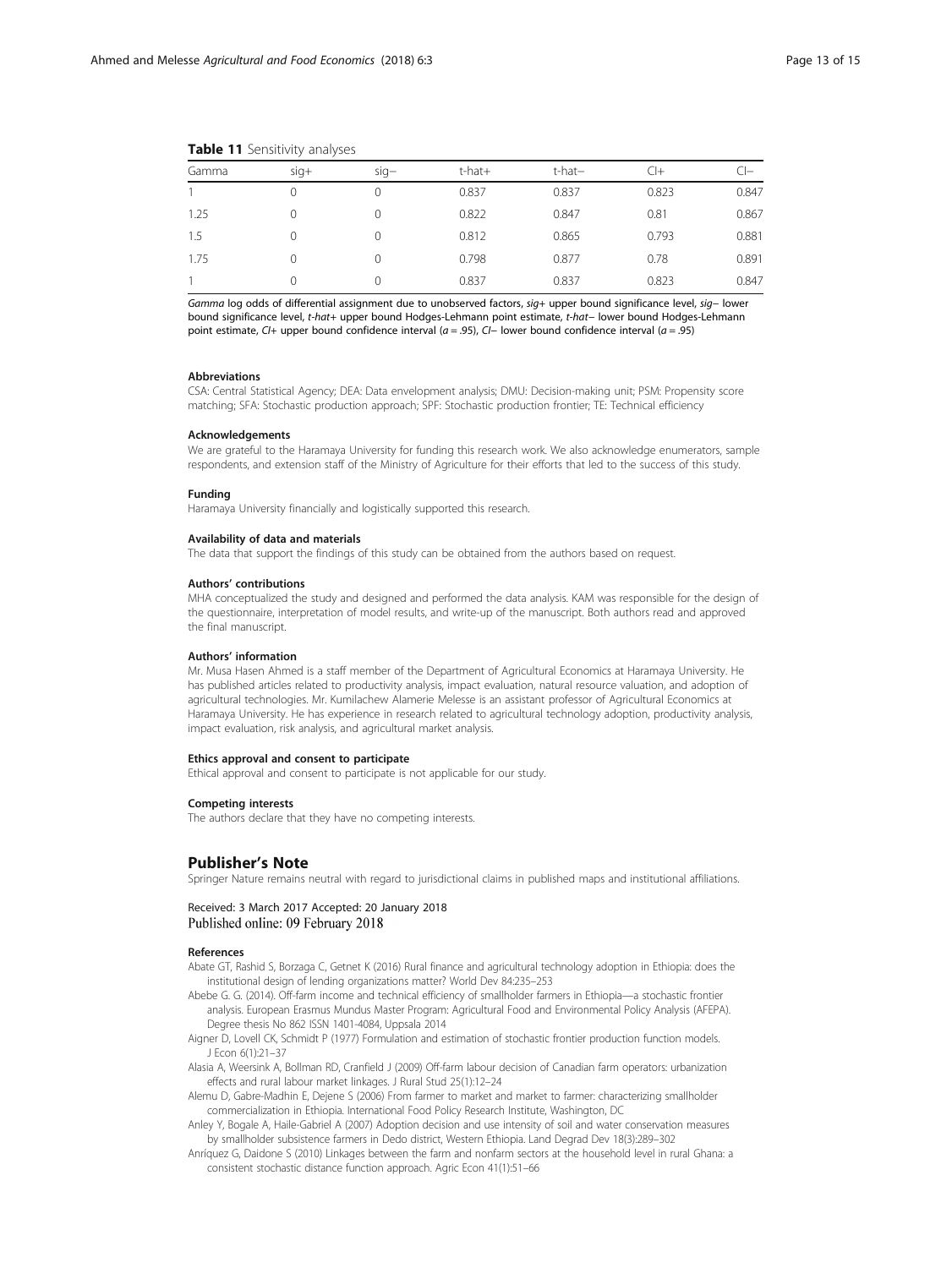**Table 11** Sensitivity analyses

| Gamma | sig+ | sig− | t-hat+ | t-hat− | CI+ | CI− |
|---|---|---|---|---|---|---|
| 1 | 0 | 0 | 0.837 | 0.837 | 0.823 | 0.847 |
| 1.25 | 0 | 0 | 0.822 | 0.847 | 0.81 | 0.867 |
| 1.5 | 0 | 0 | 0.812 | 0.865 | 0.793 | 0.881 |
| 1.75 | 0 | 0 | 0.798 | 0.877 | 0.78 | 0.891 |
| 1 | 0 | 0 | 0.837 | 0.837 | 0.823 | 0.847 |

*Gamma* log odds of differential assignment due to unobserved factors, *sig+* upper bound significance level, *sig−* lower bound significance level, *t-hat+* upper bound Hodges-Lehmann point estimate, *t-hat−* lower bound Hodges-Lehmann point estimate, *CI+* upper bound confidence interval ($a = .95$), *CI−* lower bound confidence interval ($a = .95$)

#### Abbreviations
CSA: Central Statistical Agency; DEA: Data envelopment analysis; DMU: Decision-making unit; PSM: Propensity score matching; SFA: Stochastic production approach; SPF: Stochastic production frontier; TE: Technical efficiency

#### Acknowledgements
We are grateful to the Haramaya University for funding this research work. We also acknowledge enumerators, sample respondents, and extension staff of the Ministry of Agriculture for their efforts that led to the success of this study.

#### Funding
Haramaya University financially and logistically supported this research.

#### Availability of data and materials
The data that support the findings of this study can be obtained from the authors based on request.

#### Authors' contributions
MHA conceptualized the study and designed and performed the data analysis. KAM was responsible for the design of the questionnaire, interpretation of model results, and write-up of the manuscript. Both authors read and approved the final manuscript.

#### Authors' information
Mr. Musa Hasen Ahmed is a staff member of the Department of Agricultural Economics at Haramaya University. He has published articles related to productivity analysis, impact evaluation, natural resource valuation, and adoption of agricultural technologies. Mr. Kumilachew Alamerie Melesse is an assistant professor of Agricultural Economics at Haramaya University. He has experience in research related to agricultural technology adoption, productivity analysis, impact evaluation, risk analysis, and agricultural market analysis.

#### Ethics approval and consent to participate
Ethical approval and consent to participate is not applicable for our study.

#### Competing interests
The authors declare that they have no competing interests.

## Publisher's Note
Springer Nature remains neutral with regard to jurisdictional claims in published maps and institutional affiliations.

Received: 3 March 2017 Accepted: 20 January 2018
Published online: 09 February 2018

#### References
- Abate GT, Rashid S, Borzaga C, Getnet K (2016) Rural finance and agricultural technology adoption in Ethiopia: does the institutional design of lending organizations matter? World Dev 84:235–253
- Abebe G. G. (2014). Off-farm income and technical efficiency of smallholder farmers in Ethiopia—a stochastic frontier analysis. European Erasmus Mundus Master Program: Agricultural Food and Environmental Policy Analysis (AFEPA). Degree thesis No 862 ISSN 1401-4084, Uppsala 2014
- Aigner D, Lovell CK, Schmidt P (1977) Formulation and estimation of stochastic frontier production function models. J Econ 6(1):21–37
- Alasia A, Weersink A, Bollman RD, Cranfield J (2009) Off-farm labour decision of Canadian farm operators: urbanization effects and rural labour market linkages. J Rural Stud 25(1):12–24
- Alemu D, Gabre-Madhin E, Dejene S (2006) From farmer to market and market to farmer: characterizing smallholder commercialization in Ethiopia. International Food Policy Research Institute, Washington, DC
- Anley Y, Bogale A, Haile-Gabriel A (2007) Adoption decision and use intensity of soil and water conservation measures by smallholder subsistence farmers in Dedo district, Western Ethiopia. Land Degrad Dev 18(3):289–302
- Anríquez G, Daidone S (2010) Linkages between the farm and nonfarm sectors at the household level in rural Ghana: a consistent stochastic distance function approach. Agric Econ 41(1):51–66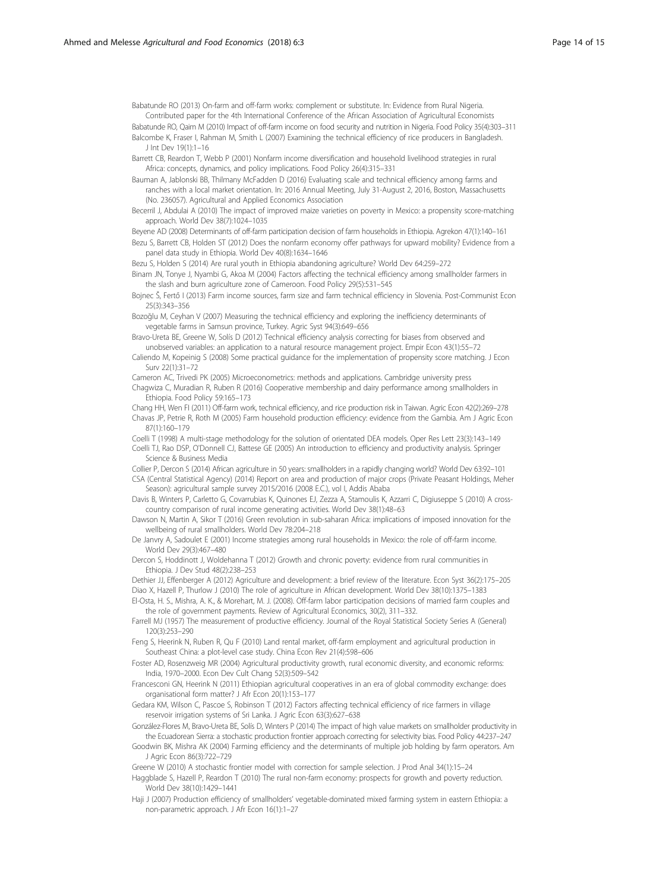Babatunde RO (2013) On-farm and off-farm works: complement or substitute. In: Evidence from Rural Nigeria. Contributed paper for the 4th International Conference of the African Association of Agricultural Economists

Babatunde RO, Qaim M (2010) Impact of off-farm income on food security and nutrition in Nigeria. Food Policy 35(4):303–311

Balcombe K, Fraser I, Rahman M, Smith L (2007) Examining the technical efficiency of rice producers in Bangladesh. J Int Dev 19(1):1–16

Barrett CB, Reardon T, Webb P (2001) Nonfarm income diversification and household livelihood strategies in rural Africa: concepts, dynamics, and policy implications. Food Policy 26(4):315–331

Bauman A, Jablonski BB, Thilmany McFadden D (2016) Evaluating scale and technical efficiency among farms and ranches with a local market orientation. In: 2016 Annual Meeting, July 31-August 2, 2016, Boston, Massachusetts (No. 236057). Agricultural and Applied Economics Association

Becerril J, Abdulai A (2010) The impact of improved maize varieties on poverty in Mexico: a propensity score-matching approach. World Dev 38(7):1024–1035

Beyene AD (2008) Determinants of off-farm participation decision of farm households in Ethiopia. Agrekon 47(1):140–161

Bezu S, Barrett CB, Holden ST (2012) Does the nonfarm economy offer pathways for upward mobility? Evidence from a panel data study in Ethiopia. World Dev 40(8):1634–1646

Bezu S, Holden S (2014) Are rural youth in Ethiopia abandoning agriculture? World Dev 64:259–272

Binam JN, Tonye J, Nyambi G, Akoa M (2004) Factors affecting the technical efficiency among smallholder farmers in the slash and burn agriculture zone of Cameroon. Food Policy 29(5):531–545

Bojnec Š, Fertő I (2013) Farm income sources, farm size and farm technical efficiency in Slovenia. Post-Communist Econ 25(3):343–356

Bozoğlu M, Ceyhan V (2007) Measuring the technical efficiency and exploring the inefficiency determinants of vegetable farms in Samsun province, Turkey. Agric Syst 94(3):649–656

Bravo-Ureta BE, Greene W, Solís D (2012) Technical efficiency analysis correcting for biases from observed and unobserved variables: an application to a natural resource management project. Empir Econ 43(1):55–72

Caliendo M, Kopeinig S (2008) Some practical guidance for the implementation of propensity score matching. J Econ Surv 22(1):31–72

Cameron AC, Trivedi PK (2005) Microeconometrics: methods and applications. Cambridge university press

Chagwiza C, Muradian R, Ruben R (2016) Cooperative membership and dairy performance among smallholders in Ethiopia. Food Policy 59:165–173

Chang HH, Wen FI (2011) Off-farm work, technical efficiency, and rice production risk in Taiwan. Agric Econ 42(2):269–278

Chavas JP, Petrie R, Roth M (2005) Farm household production efficiency: evidence from the Gambia. Am J Agric Econ 87(1):160–179

Coelli T (1998) A multi-stage methodology for the solution of orientated DEA models. Oper Res Lett 23(3):143–149

Coelli TJ, Rao DSP, O'Donnell CJ, Battese GE (2005) An introduction to efficiency and productivity analysis. Springer Science & Business Media

Collier P, Dercon S (2014) African agriculture in 50 years: smallholders in a rapidly changing world? World Dev 63:92–101

CSA (Central Statistical Agency) (2014) Report on area and production of major crops (Private Peasant Holdings, Meher Season): agricultural sample survey 2015/2016 (2008 E.C.), vol I, Addis Ababa

Davis B, Winters P, Carletto G, Covarrubias K, Quinones EJ, Zezza A, Stamoulis K, Azzarri C, Digiuseppe S (2010) A cross-country comparison of rural income generating activities. World Dev 38(1):48–63

Dawson N, Martin A, Sikor T (2016) Green revolution in sub-saharan Africa: implications of imposed innovation for the wellbeing of rural smallholders. World Dev 78:204–218

De Janvry A, Sadoulet E (2001) Income strategies among rural households in Mexico: the role of off-farm income. World Dev 29(3):467–480

Dercon S, Hoddinott J, Woldehanna T (2012) Growth and chronic poverty: evidence from rural communities in Ethiopia. J Dev Stud 48(2):238–253

Dethier JJ, Effenberger A (2012) Agriculture and development: a brief review of the literature. Econ Syst 36(2):175–205

Diao X, Hazell P, Thurlow J (2010) The role of agriculture in African development. World Dev 38(10):1375–1383

El-Osta, H. S., Mishra, A. K., & Morehart, M. J. (2008). Off-farm labor participation decisions of married farm couples and the role of government payments. Review of Agricultural Economics, 30(2), 311–332.

Farrell MJ (1957) The measurement of productive efficiency. Journal of the Royal Statistical Society Series A (General) 120(3):253–290

Feng S, Heerink N, Ruben R, Qu F (2010) Land rental market, off-farm employment and agricultural production in Southeast China: a plot-level case study. China Econ Rev 21(4):598–606

Foster AD, Rosenzweig MR (2004) Agricultural productivity growth, rural economic diversity, and economic reforms: India, 1970–2000. Econ Dev Cult Chang 52(3):509–542

Francesconi GN, Heerink N (2011) Ethiopian agricultural cooperatives in an era of global commodity exchange: does organisational form matter? J Afr Econ 20(1):153–177

Gedara KM, Wilson C, Pascoe S, Robinson T (2012) Factors affecting technical efficiency of rice farmers in village reservoir irrigation systems of Sri Lanka. J Agric Econ 63(3):627–638

González-Flores M, Bravo-Ureta BE, Solís D, Winters P (2014) The impact of high value markets on smallholder productivity in the Ecuadorean Sierra: a stochastic production frontier approach correcting for selectivity bias. Food Policy 44:237–247

Goodwin BK, Mishra AK (2004) Farming efficiency and the determinants of multiple job holding by farm operators. Am J Agric Econ 86(3):722–729

Greene W (2010) A stochastic frontier model with correction for sample selection. J Prod Anal 34(1):15–24

Haggblade S, Hazell P, Reardon T (2010) The rural non-farm economy: prospects for growth and poverty reduction. World Dev 38(10):1429–1441

Haji J (2007) Production efficiency of smallholders' vegetable-dominated mixed farming system in eastern Ethiopia: a non-parametric approach. J Afr Econ 16(1):1–27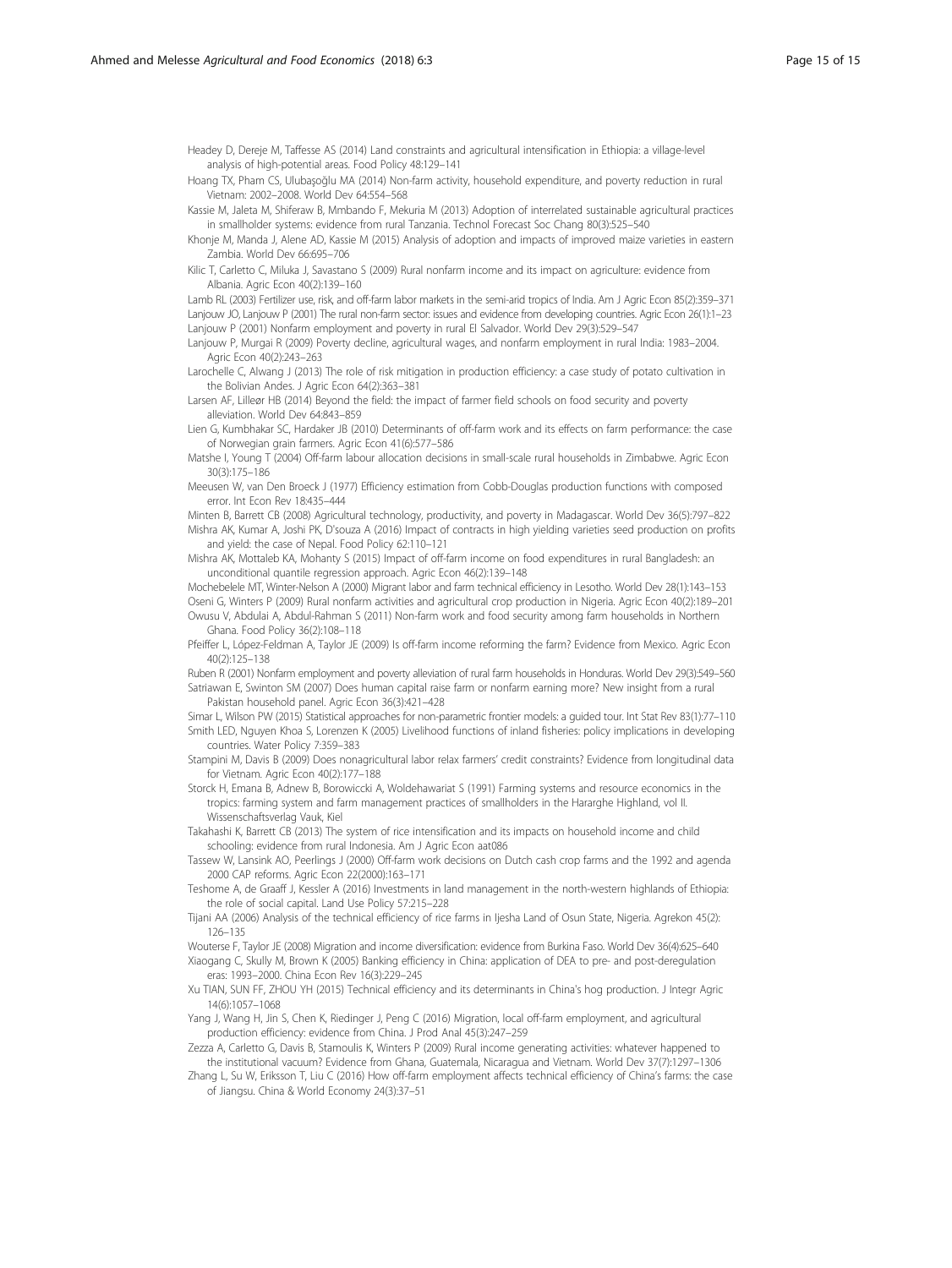Headey D, Dereje M, Taffesse AS (2014) Land constraints and agricultural intensification in Ethiopia: a village-level analysis of high-potential areas. Food Policy 48:129–141

Hoang TX, Pham CS, Ulubaşoğlu MA (2014) Non-farm activity, household expenditure, and poverty reduction in rural Vietnam: 2002–2008. World Dev 64:554–568

Kassie M, Jaleta M, Shiferaw B, Mmbando F, Mekuria M (2013) Adoption of interrelated sustainable agricultural practices in smallholder systems: evidence from rural Tanzania. Technol Forecast Soc Chang 80(3):525–540

Khonje M, Manda J, Alene AD, Kassie M (2015) Analysis of adoption and impacts of improved maize varieties in eastern Zambia. World Dev 66:695–706

Kilic T, Carletto C, Miluka J, Savastano S (2009) Rural nonfarm income and its impact on agriculture: evidence from Albania. Agric Econ 40(2):139–160

Lamb RL (2003) Fertilizer use, risk, and off-farm labor markets in the semi-arid tropics of India. Am J Agric Econ 85(2):359–371

Lanjouw JO, Lanjouw P (2001) The rural non-farm sector: issues and evidence from developing countries. Agric Econ 26(1):1–23

Lanjouw P (2001) Nonfarm employment and poverty in rural El Salvador. World Dev 29(3):529–547

Lanjouw P, Murgai R (2009) Poverty decline, agricultural wages, and nonfarm employment in rural India: 1983–2004. Agric Econ 40(2):243–263

Larochelle C, Alwang J (2013) The role of risk mitigation in production efficiency: a case study of potato cultivation in the Bolivian Andes. J Agric Econ 64(2):363–381

Larsen AF, Lilleør HB (2014) Beyond the field: the impact of farmer field schools on food security and poverty alleviation. World Dev 64:843–859

Lien G, Kumbhakar SC, Hardaker JB (2010) Determinants of off-farm work and its effects on farm performance: the case of Norwegian grain farmers. Agric Econ 41(6):577–586

Matshe I, Young T (2004) Off-farm labour allocation decisions in small-scale rural households in Zimbabwe. Agric Econ 30(3):175–186

Meeusen W, van Den Broeck J (1977) Efficiency estimation from Cobb-Douglas production functions with composed error. Int Econ Rev 18:435–444

Minten B, Barrett CB (2008) Agricultural technology, productivity, and poverty in Madagascar. World Dev 36(5):797–822

Mishra AK, Kumar A, Joshi PK, D'souza A (2016) Impact of contracts in high yielding varieties seed production on profits and yield: the case of Nepal. Food Policy 62:110–121

Mishra AK, Mottaleb KA, Mohanty S (2015) Impact of off-farm income on food expenditures in rural Bangladesh: an unconditional quantile regression approach. Agric Econ 46(2):139–148

Mochebelele MT, Winter-Nelson A (2000) Migrant labor and farm technical efficiency in Lesotho. World Dev 28(1):143–153

Oseni G, Winters P (2009) Rural nonfarm activities and agricultural crop production in Nigeria. Agric Econ 40(2):189–201

Owusu V, Abdulai A, Abdul-Rahman S (2011) Non-farm work and food security among farm households in Northern Ghana. Food Policy 36(2):108–118

Pfeiffer L, López-Feldman A, Taylor JE (2009) Is off-farm income reforming the farm? Evidence from Mexico. Agric Econ 40(2):125–138

Ruben R (2001) Nonfarm employment and poverty alleviation of rural farm households in Honduras. World Dev 29(3):549–560

Satriawan E, Swinton SM (2007) Does human capital raise farm or nonfarm earning more? New insight from a rural Pakistan household panel. Agric Econ 36(3):421–428

Simar L, Wilson PW (2015) Statistical approaches for non-parametric frontier models: a guided tour. Int Stat Rev 83(1):77–110

Smith LED, Nguyen Khoa S, Lorenzen K (2005) Livelihood functions of inland fisheries: policy implications in developing countries. Water Policy 7:359–383

Stampini M, Davis B (2009) Does nonagricultural labor relax farmers' credit constraints? Evidence from longitudinal data for Vietnam. Agric Econ 40(2):177–188

Storck H, Emana B, Adnew B, Borowiccki A, Woldehawariat S (1991) Farming systems and resource economics in the tropics: farming system and farm management practices of smallholders in the Hararghe Highland, vol II. Wissenschaftsverlag Vauk, Kiel

Takahashi K, Barrett CB (2013) The system of rice intensification and its impacts on household income and child schooling: evidence from rural Indonesia. Am J Agric Econ aat086

Tassew W, Lansink AO, Peerlings J (2000) Off-farm work decisions on Dutch cash crop farms and the 1992 and agenda 2000 CAP reforms. Agric Econ 22(2000):163–171

Teshome A, de Graaff J, Kessler A (2016) Investments in land management in the north-western highlands of Ethiopia: the role of social capital. Land Use Policy 57:215–228

Tijani AA (2006) Analysis of the technical efficiency of rice farms in Ijesha Land of Osun State, Nigeria. Agrekon 45(2): 126–135

Wouterse F, Taylor JE (2008) Migration and income diversification: evidence from Burkina Faso. World Dev 36(4):625–640

Xiaogang C, Skully M, Brown K (2005) Banking efficiency in China: application of DEA to pre- and post-deregulation eras: 1993–2000. China Econ Rev 16(3):229–245

Xu TIAN, SUN FF, ZHOU YH (2015) Technical efficiency and its determinants in China's hog production. J Integr Agric 14(6):1057–1068

Yang J, Wang H, Jin S, Chen K, Riedinger J, Peng C (2016) Migration, local off-farm employment, and agricultural production efficiency: evidence from China. J Prod Anal 45(3):247–259

Zezza A, Carletto G, Davis B, Stamoulis K, Winters P (2009) Rural income generating activities: whatever happened to the institutional vacuum? Evidence from Ghana, Guatemala, Nicaragua and Vietnam. World Dev 37(7):1297–1306

Zhang L, Su W, Eriksson T, Liu C (2016) How off-farm employment affects technical efficiency of China's farms: the case of Jiangsu. China & World Economy 24(3):37–51